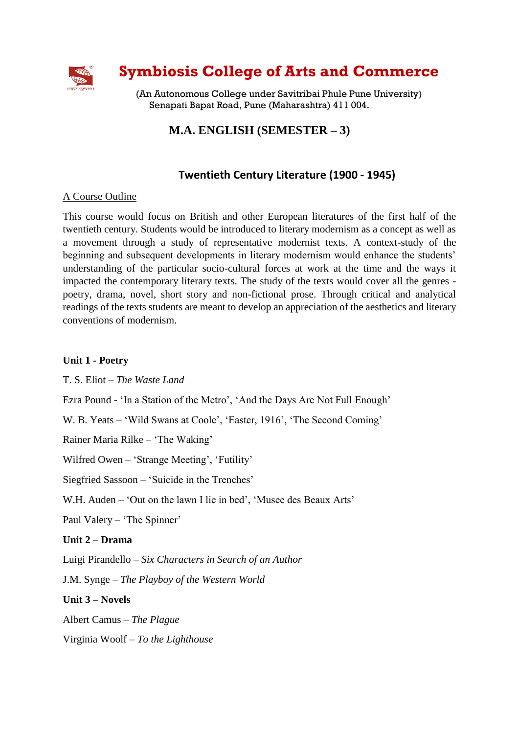# Symbiosis College of Arts and Commerce

(An Autonomous College under Savitribai Phule Pune University)
Senapati Bapat Road, Pune (Maharashtra) 411 004.

## M.A. ENGLISH (SEMESTER – 3)

### Twentieth Century Literature (1900 - 1945)

A Course Outline

This course would focus on British and other European literatures of the first half of the twentieth century. Students would be introduced to literary modernism as a concept as well as a movement through a study of representative modernist texts. A context-study of the beginning and subsequent developments in literary modernism would enhance the students' understanding of the particular socio-cultural forces at work at the time and the ways it impacted the contemporary literary texts. The study of the texts would cover all the genres - poetry, drama, novel, short story and non-fictional prose. Through critical and analytical readings of the texts students are meant to develop an appreciation of the aesthetics and literary conventions of modernism.

**Unit 1 - Poetry**

T. S. Eliot – *The Waste Land*

Ezra Pound - 'In a Station of the Metro', 'And the Days Are Not Full Enough'

W. B. Yeats – 'Wild Swans at Coole', 'Easter, 1916', 'The Second Coming'

Rainer Maria Rilke – 'The Waking'

Wilfred Owen – 'Strange Meeting', 'Futility'

Siegfried Sassoon – 'Suicide in the Trenches'

W.H. Auden – 'Out on the lawn I lie in bed', 'Musee des Beaux Arts'

Paul Valery – 'The Spinner'

**Unit 2 – Drama**

Luigi Pirandello – *Six Characters in Search of an Author*

J.M. Synge – *The Playboy of the Western World*

**Unit 3 – Novels**

Albert Camus – *The Plague*

Virginia Woolf – *To the Lighthouse*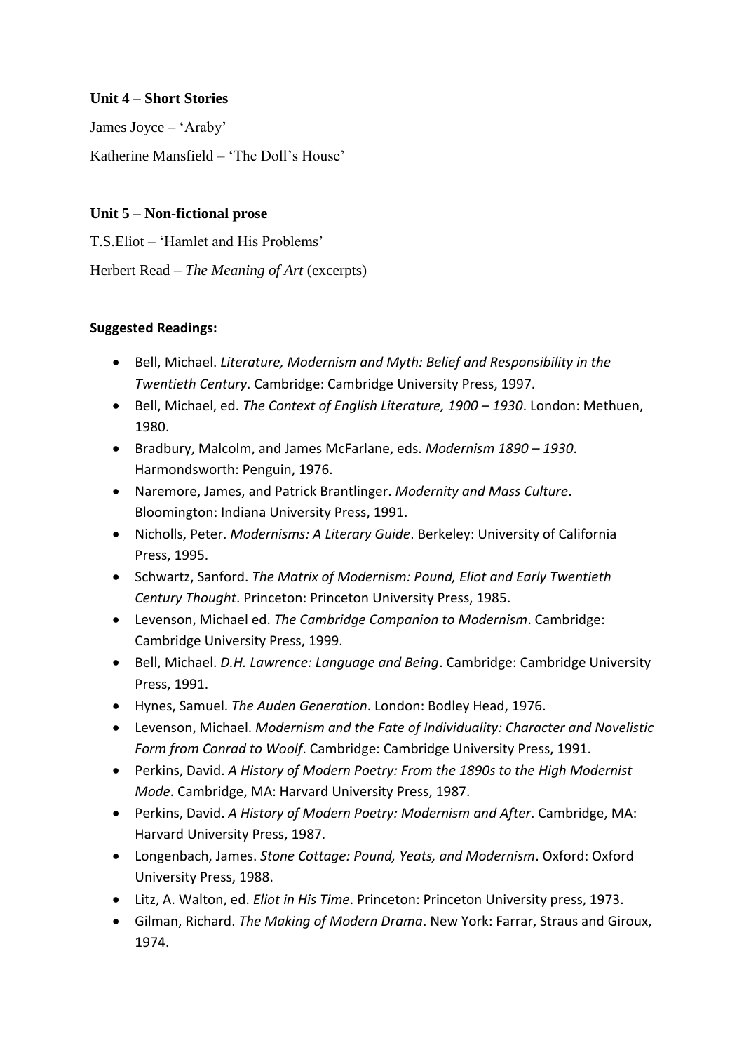**Unit 4 – Short Stories**

James Joyce – 'Araby'

Katherine Mansfield – 'The Doll's House'

**Unit 5 – Non-fictional prose**

T.S.Eliot – 'Hamlet and His Problems'

Herbert Read – *The Meaning of Art* (excerpts)

**Suggested Readings:**

- Bell, Michael. *Literature, Modernism and Myth: Belief and Responsibility in the Twentieth Century*. Cambridge: Cambridge University Press, 1997.
- Bell, Michael, ed. *The Context of English Literature, 1900 – 1930*. London: Methuen, 1980.
- Bradbury, Malcolm, and James McFarlane, eds. *Modernism 1890 – 1930*. Harmondsworth: Penguin, 1976.
- Naremore, James, and Patrick Brantlinger. *Modernity and Mass Culture*. Bloomington: Indiana University Press, 1991.
- Nicholls, Peter. *Modernisms: A Literary Guide*. Berkeley: University of California Press, 1995.
- Schwartz, Sanford. *The Matrix of Modernism: Pound, Eliot and Early Twentieth Century Thought*. Princeton: Princeton University Press, 1985.
- Levenson, Michael ed. *The Cambridge Companion to Modernism*. Cambridge: Cambridge University Press, 1999.
- Bell, Michael. *D.H. Lawrence: Language and Being*. Cambridge: Cambridge University Press, 1991.
- Hynes, Samuel. *The Auden Generation*. London: Bodley Head, 1976.
- Levenson, Michael. *Modernism and the Fate of Individuality: Character and Novelistic Form from Conrad to Woolf*. Cambridge: Cambridge University Press, 1991.
- Perkins, David. *A History of Modern Poetry: From the 1890s to the High Modernist Mode*. Cambridge, MA: Harvard University Press, 1987.
- Perkins, David. *A History of Modern Poetry: Modernism and After*. Cambridge, MA: Harvard University Press, 1987.
- Longenbach, James. *Stone Cottage: Pound, Yeats, and Modernism*. Oxford: Oxford University Press, 1988.
- Litz, A. Walton, ed. *Eliot in His Time*. Princeton: Princeton University press, 1973.
- Gilman, Richard. *The Making of Modern Drama*. New York: Farrar, Straus and Giroux, 1974.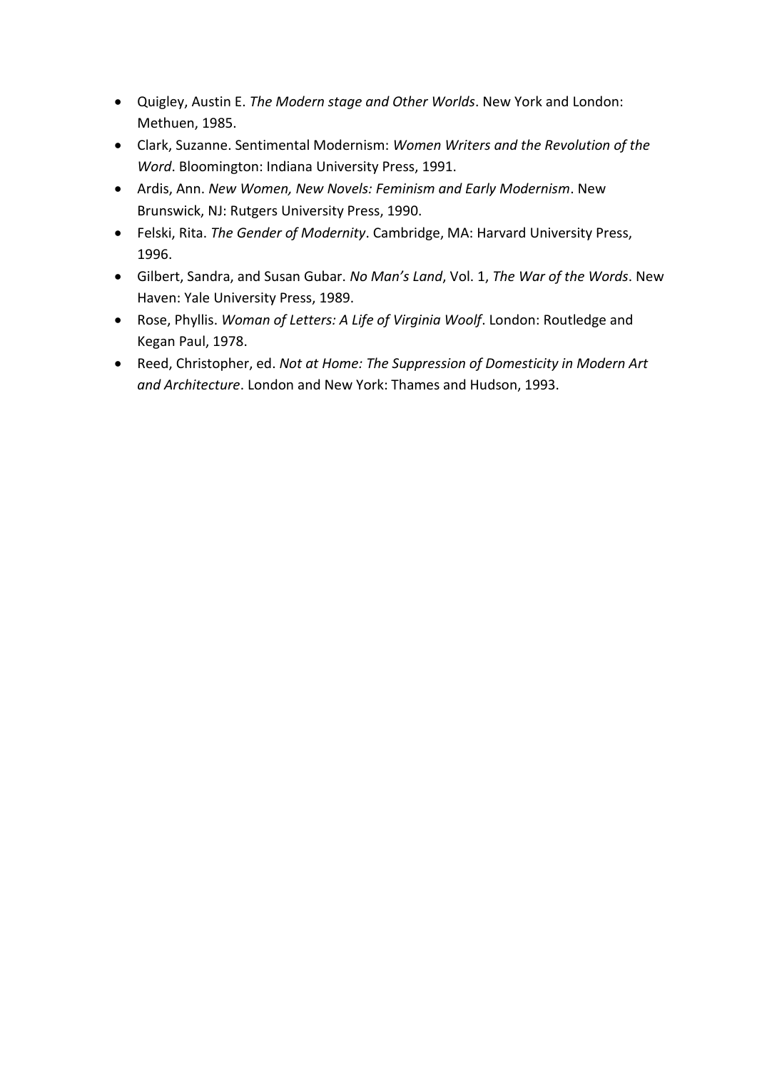- Quigley, Austin E. *The Modern stage and Other Worlds*. New York and London: Methuen, 1985.
- Clark, Suzanne. Sentimental Modernism: *Women Writers and the Revolution of the Word*. Bloomington: Indiana University Press, 1991.
- Ardis, Ann. *New Women, New Novels: Feminism and Early Modernism*. New Brunswick, NJ: Rutgers University Press, 1990.
- Felski, Rita. *The Gender of Modernity*. Cambridge, MA: Harvard University Press, 1996.
- Gilbert, Sandra, and Susan Gubar. *No Man's Land*, Vol. 1, *The War of the Words*. New Haven: Yale University Press, 1989.
- Rose, Phyllis. *Woman of Letters: A Life of Virginia Woolf*. London: Routledge and Kegan Paul, 1978.
- Reed, Christopher, ed. *Not at Home: The Suppression of Domesticity in Modern Art and Architecture*. London and New York: Thames and Hudson, 1993.